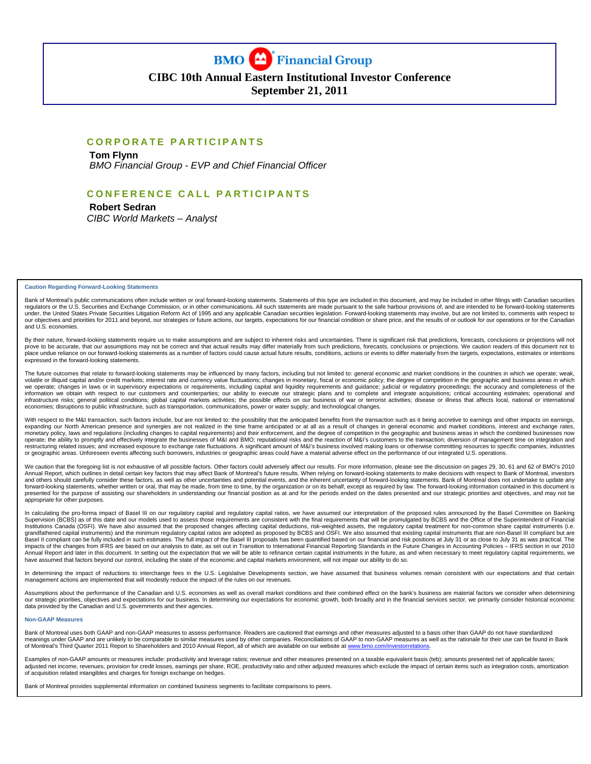# BMO Financial Group

## CIBC 10th Annual Eastern Institutional Investor Conference
## September 21, 2011

### CORPORATE PARTICIPANTS

**Tom Flynn**
*BMO Financial Group - EVP and Chief Financial Officer*

### CONFERENCE CALL PARTICIPANTS

**Robert Sedran**
*CIBC World Markets – Analyst*

---

**Caution Regarding Forward-Looking Statements**

Bank of Montreal's public communications often include written or oral forward-looking statements. Statements of this type are included in this document, and may be included in other filings with Canadian securities regulators or the U.S. Securities and Exchange Commission, or in other communications. All such statements are made pursuant to the safe harbour provisions of, and are intended to be forward-looking statements under, the United States Private Securities Litigation Reform Act of 1995 and any applicable Canadian securities legislation. Forward-looking statements may involve, but are not limited to, comments with respect to our objectives and priorities for 2011 and beyond, our strategies or future actions, our targets, expectations for our financial condition or share price, and the results of or outlook for our operations or for the Canadian and U.S. economies.

By their nature, forward-looking statements require us to make assumptions and are subject to inherent risks and uncertainties. There is significant risk that predictions, forecasts, conclusions or projections will not prove to be accurate, that our assumptions may not be correct and that actual results may differ materially from such predictions, forecasts, conclusions or projections. We caution readers of this document not to place undue reliance on our forward-looking statements as a number of factors could cause actual future results, conditions, actions or events to differ materially from the targets, expectations, estimates or intentions expressed in the forward-looking statements.

The future outcomes that relate to forward-looking statements may be influenced by many factors, including but not limited to: general economic and market conditions in the countries in which we operate; weak, volatile or illiquid capital and/or credit markets; interest rate and currency value fluctuations; changes in monetary, fiscal or economic policy; the degree of competition in the geographic and business areas in which we operate; changes in laws or in supervisory expectations or requirements, including capital and liquidity requirements and guidance; judicial or regulatory proceedings; the accuracy and completeness of the information we obtain with respect to our customers and counterparties; our ability to execute our strategic plans and to complete and integrate acquisitions; critical accounting estimates; operational and infrastructure risks; general political conditions; global capital markets activities; the possible effects on our business of war or terrorist activities; disease or illness that affects local, national or international economies; disruptions to public infrastructure, such as transportation, communications, power or water supply; and technological changes.

With respect to the M&I transaction, such factors include, but are not limited to: the possibility that the anticipated benefits from the transaction such as it being accretive to earnings and other impacts on earnings, expanding our North American presence and synergies are not realized in the time frame anticipated or at all as a result of changes in general economic and market conditions, interest and exchange rates, monetary policy, laws and regulations (including changes to capital requirements) and their enforcement, and the degree of competition in the geographic and business areas in which the combined businesses now operate; the ability to promptly and effectively integrate the businesses of M&I and BMO; reputational risks and the reaction of M&I's customers to the transaction; diversion of management time on integration and restructuring related issues; and increased exposure to exchange rate fluctuations. A significant amount of M&I's business involved making loans or otherwise committing resources to specific companies, industries or geographic areas. Unforeseen events affecting such borrowers, industries or geographic areas could have a material adverse effect on the performance of our integrated U.S. operations.

We caution that the foregoing list is not exhaustive of all possible factors. Other factors could adversely affect our results. For more information, please see the discussion on pages 29, 30, 61 and 62 of BMO's 2010 Annual Report, which outlines in detail certain key factors that may affect Bank of Montreal's future results. When relying on forward-looking statements to make decisions with respect to Bank of Montreal, investors and others should carefully consider these factors, as well as other uncertainties and potential events, and the inherent uncertainty of forward-looking statements. Bank of Montreal does not undertake to update any forward-looking statements, whether written or oral, that may be made, from time to time, by the organization or on its behalf, except as required by law. The forward-looking information contained in this document is presented for the purpose of assisting our shareholders in understanding our financial position as at and for the periods ended on the dates presented and our strategic priorities and objectives, and may not be appropriate for other purposes.

In calculating the pro-forma impact of Basel III on our regulatory capital and regulatory capital ratios, we have assumed our interpretation of the proposed rules announced by the Basel Committee on Banking Supervision (BCBS) as of this date and our models used to assess those requirements are consistent with the final requirements that will be promulgated by BCBS and the Office of the Superintendent of Financial Institutions Canada (OSFI). We have also assumed that the proposed changes affecting capital deductions, risk-weighted assets, the regulatory capital treatment for non-common share capital instruments (i.e. grandfathered capital instruments) and the minimum regulatory capital ratios are adopted as proposed by BCBS and OSFI. We also assumed that existing capital instruments that are non-Basel III compliant but are Basel II compliant can be fully included in such estimates. The full impact of the Basel III proposals has been quantified based on our financial and risk positions at July 31 or as close to July 31 as was practical. The impacts of the changes from IFRS are based on our analysis to date, as set out in Transition to International Financial Reporting Standards in the Future Changes in Accounting Policies – IFRS section in our 2010 Annual Report and later in this document. In setting out the expectation that we will be able to refinance certain capital instruments in the future, as and when necessary to meet regulatory capital requirements, we have assumed that factors beyond our control, including the state of the economic and capital markets environment, will not impair our ability to do so.

In determining the impact of reductions to interchange fees in the U.S. Legislative Developments section, we have assumed that business volumes remain consistent with our expectations and that certain management actions are implemented that will modestly reduce the impact of the rules on our revenues.

Assumptions about the performance of the Canadian and U.S. economies as well as overall market conditions and their combined effect on the bank's business are material factors we consider when determining our strategic priorities, objectives and expectations for our business. In determining our expectations for economic growth, both broadly and in the financial services sector, we primarily consider historical economic data provided by the Canadian and U.S. governments and their agencies.

**Non-GAAP Measures**

Bank of Montreal uses both GAAP and non-GAAP measures to assess performance. Readers are cautioned that earnings and other measures adjusted to a basis other than GAAP do not have standardized meanings under GAAP and are unlikely to be comparable to similar measures used by other companies. Reconciliations of GAAP to non-GAAP measures as well as the rationale for their use can be found in Bank of Montreal's Third Quarter 2011 Report to Shareholders and 2010 Annual Report, all of which are available on our website at www.bmo.com/investorrelations.

Examples of non-GAAP amounts or measures include: productivity and leverage ratios; revenue and other measures presented on a taxable equivalent basis (teb); amounts presented net of applicable taxes; adjusted net income, revenues, provision for credit losses, earnings per share, ROE, productivity ratio and other adjusted measures which exclude the impact of certain items such as integration costs, amortization of acquisition related intangibles and charges for foreign exchange on hedges.

Bank of Montreal provides supplemental information on combined business segments to facilitate comparisons to peers.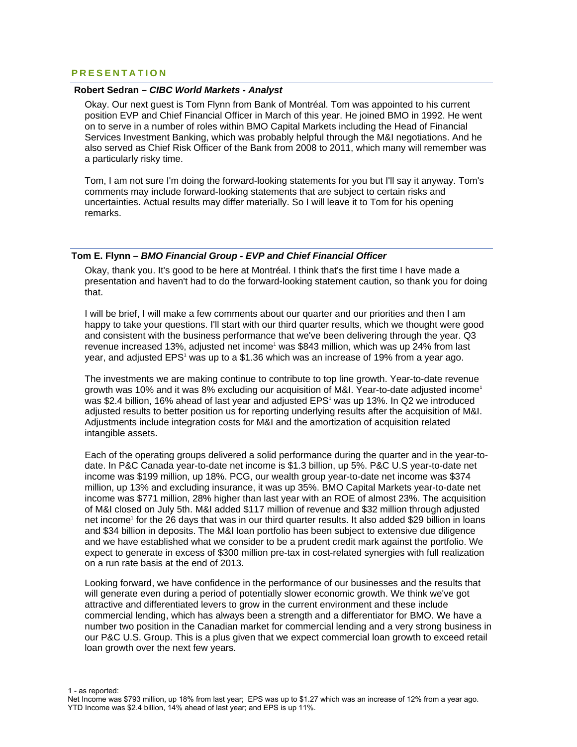## PRESENTATION

**Robert Sedran – *CIBC World Markets - Analyst***

Okay. Our next guest is Tom Flynn from Bank of Montréal. Tom was appointed to his current position EVP and Chief Financial Officer in March of this year. He joined BMO in 1992. He went on to serve in a number of roles within BMO Capital Markets including the Head of Financial Services Investment Banking, which was probably helpful through the M&I negotiations. And he also served as Chief Risk Officer of the Bank from 2008 to 2011, which many will remember was a particularly risky time.

Tom, I am not sure I'm doing the forward-looking statements for you but I'll say it anyway. Tom's comments may include forward-looking statements that are subject to certain risks and uncertainties. Actual results may differ materially. So I will leave it to Tom for his opening remarks.

**Tom E. Flynn – *BMO Financial Group - EVP and Chief Financial Officer***

Okay, thank you. It's good to be here at Montréal. I think that's the first time I have made a presentation and haven't had to do the forward-looking statement caution, so thank you for doing that.

I will be brief, I will make a few comments about our quarter and our priorities and then I am happy to take your questions. I'll start with our third quarter results, which we thought were good and consistent with the business performance that we've been delivering through the year. Q3 revenue increased 13%, adjusted net income[1] was $843 million, which was up 24% from last year, and adjusted EPS[1] was up to a $1.36 which was an increase of 19% from a year ago.

The investments we are making continue to contribute to top line growth. Year-to-date revenue growth was 10% and it was 8% excluding our acquisition of M&I. Year-to-date adjusted income[1] was $2.4 billion, 16% ahead of last year and adjusted EPS[1] was up 13%. In Q2 we introduced adjusted results to better position us for reporting underlying results after the acquisition of M&I. Adjustments include integration costs for M&I and the amortization of acquisition related intangible assets.

Each of the operating groups delivered a solid performance during the quarter and in the year-to-date. In P&C Canada year-to-date net income is $1.3 billion, up 5%. P&C U.S year-to-date net income was $199 million, up 18%. PCG, our wealth group year-to-date net income was $374 million, up 13% and excluding insurance, it was up 35%. BMO Capital Markets year-to-date net income was $771 million, 28% higher than last year with an ROE of almost 23%. The acquisition of M&I closed on July 5th. M&I added $117 million of revenue and $32 million through adjusted net income[1] for the 26 days that was in our third quarter results. It also added $29 billion in loans and $34 billion in deposits. The M&I loan portfolio has been subject to extensive due diligence and we have established what we consider to be a prudent credit mark against the portfolio. We expect to generate in excess of $300 million pre-tax in cost-related synergies with full realization on a run rate basis at the end of 2013.

Looking forward, we have confidence in the performance of our businesses and the results that will generate even during a period of potentially slower economic growth. We think we've got attractive and differentiated levers to grow in the current environment and these include commercial lending, which has always been a strength and a differentiator for BMO. We have a number two position in the Canadian market for commercial lending and a very strong business in our P&C U.S. Group. This is a plus given that we expect commercial loan growth to exceed retail loan growth over the next few years.

1 - as reported:
Net Income was $793 million, up 18% from last year; EPS was up to $1.27 which was an increase of 12% from a year ago.
YTD Income was $2.4 billion, 14% ahead of last year; and EPS is up 11%.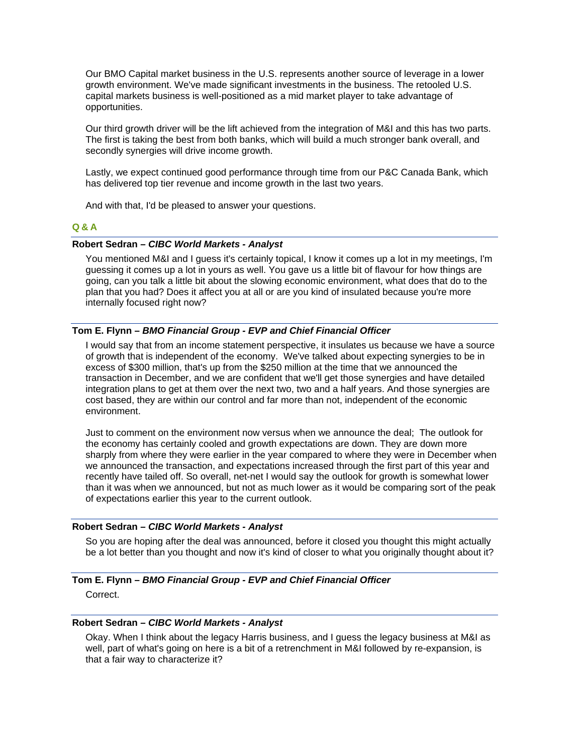Our BMO Capital market business in the U.S. represents another source of leverage in a lower growth environment. We've made significant investments in the business. The retooled U.S. capital markets business is well-positioned as a mid market player to take advantage of opportunities.

Our third growth driver will be the lift achieved from the integration of M&I and this has two parts. The first is taking the best from both banks, which will build a much stronger bank overall, and secondly synergies will drive income growth.

Lastly, we expect continued good performance through time from our P&C Canada Bank, which has delivered top tier revenue and income growth in the last two years.

And with that, I'd be pleased to answer your questions.

## Q & A

**Robert Sedran –** ***CIBC World Markets - Analyst***

You mentioned M&I and I guess it's certainly topical, I know it comes up a lot in my meetings, I'm guessing it comes up a lot in yours as well. You gave us a little bit of flavour for how things are going, can you talk a little bit about the slowing economic environment, what does that do to the plan that you had? Does it affect you at all or are you kind of insulated because you're more internally focused right now?

**Tom E. Flynn –** ***BMO Financial Group - EVP and Chief Financial Officer***

I would say that from an income statement perspective, it insulates us because we have a source of growth that is independent of the economy. We've talked about expecting synergies to be in excess of $300 million, that's up from the $250 million at the time that we announced the transaction in December, and we are confident that we'll get those synergies and have detailed integration plans to get at them over the next two, two and a half years. And those synergies are cost based, they are within our control and far more than not, independent of the economic environment.

Just to comment on the environment now versus when we announce the deal; The outlook for the economy has certainly cooled and growth expectations are down. They are down more sharply from where they were earlier in the year compared to where they were in December when we announced the transaction, and expectations increased through the first part of this year and recently have tailed off. So overall, net-net I would say the outlook for growth is somewhat lower than it was when we announced, but not as much lower as it would be comparing sort of the peak of expectations earlier this year to the current outlook.

**Robert Sedran –** ***CIBC World Markets - Analyst***

So you are hoping after the deal was announced, before it closed you thought this might actually be a lot better than you thought and now it's kind of closer to what you originally thought about it?

**Tom E. Flynn –** ***BMO Financial Group - EVP and Chief Financial Officer***

Correct.

**Robert Sedran –** ***CIBC World Markets - Analyst***

Okay. When I think about the legacy Harris business, and I guess the legacy business at M&I as well, part of what's going on here is a bit of a retrenchment in M&I followed by re-expansion, is that a fair way to characterize it?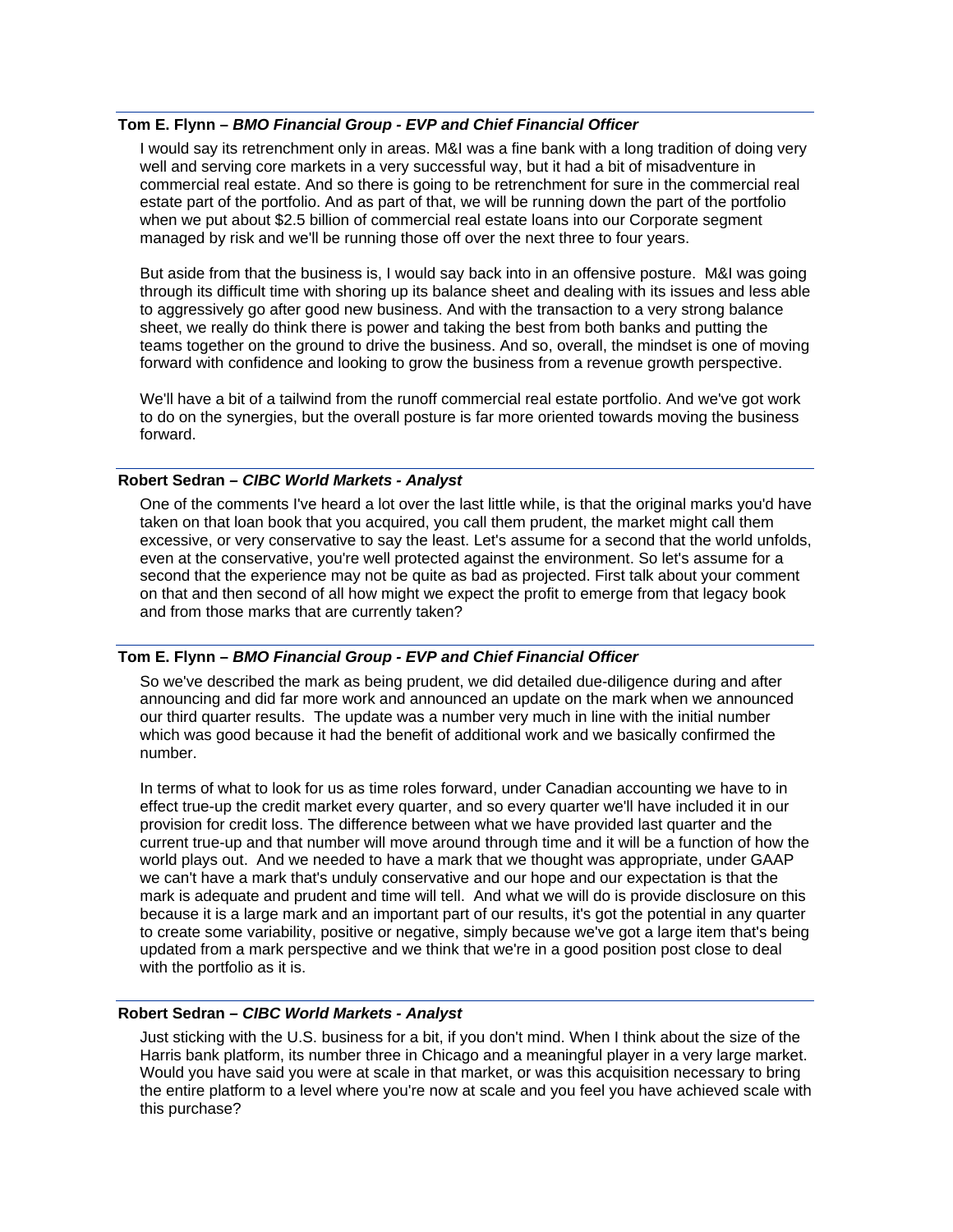**Tom E. Flynn** – ***BMO Financial Group - EVP and Chief Financial Officer***

I would say its retrenchment only in areas. M&I was a fine bank with a long tradition of doing very well and serving core markets in a very successful way, but it had a bit of misadventure in commercial real estate. And so there is going to be retrenchment for sure in the commercial real estate part of the portfolio. And as part of that, we will be running down the part of the portfolio when we put about $2.5 billion of commercial real estate loans into our Corporate segment managed by risk and we'll be running those off over the next three to four years.

But aside from that the business is, I would say back into in an offensive posture. M&I was going through its difficult time with shoring up its balance sheet and dealing with its issues and less able to aggressively go after good new business. And with the transaction to a very strong balance sheet, we really do think there is power and taking the best from both banks and putting the teams together on the ground to drive the business. And so, overall, the mindset is one of moving forward with confidence and looking to grow the business from a revenue growth perspective.

We'll have a bit of a tailwind from the runoff commercial real estate portfolio. And we've got work to do on the synergies, but the overall posture is far more oriented towards moving the business forward.

**Robert Sedran** – ***CIBC World Markets - Analyst***

One of the comments I've heard a lot over the last little while, is that the original marks you'd have taken on that loan book that you acquired, you call them prudent, the market might call them excessive, or very conservative to say the least. Let's assume for a second that the world unfolds, even at the conservative, you're well protected against the environment. So let's assume for a second that the experience may not be quite as bad as projected. First talk about your comment on that and then second of all how might we expect the profit to emerge from that legacy book and from those marks that are currently taken?

**Tom E. Flynn** – ***BMO Financial Group - EVP and Chief Financial Officer***

So we've described the mark as being prudent, we did detailed due-diligence during and after announcing and did far more work and announced an update on the mark when we announced our third quarter results. The update was a number very much in line with the initial number which was good because it had the benefit of additional work and we basically confirmed the number.

In terms of what to look for us as time roles forward, under Canadian accounting we have to in effect true-up the credit market every quarter, and so every quarter we'll have included it in our provision for credit loss. The difference between what we have provided last quarter and the current true-up and that number will move around through time and it will be a function of how the world plays out. And we needed to have a mark that we thought was appropriate, under GAAP we can't have a mark that's unduly conservative and our hope and our expectation is that the mark is adequate and prudent and time will tell. And what we will do is provide disclosure on this because it is a large mark and an important part of our results, it's got the potential in any quarter to create some variability, positive or negative, simply because we've got a large item that's being updated from a mark perspective and we think that we're in a good position post close to deal with the portfolio as it is.

**Robert Sedran** – ***CIBC World Markets - Analyst***

Just sticking with the U.S. business for a bit, if you don't mind. When I think about the size of the Harris bank platform, its number three in Chicago and a meaningful player in a very large market. Would you have said you were at scale in that market, or was this acquisition necessary to bring the entire platform to a level where you're now at scale and you feel you have achieved scale with this purchase?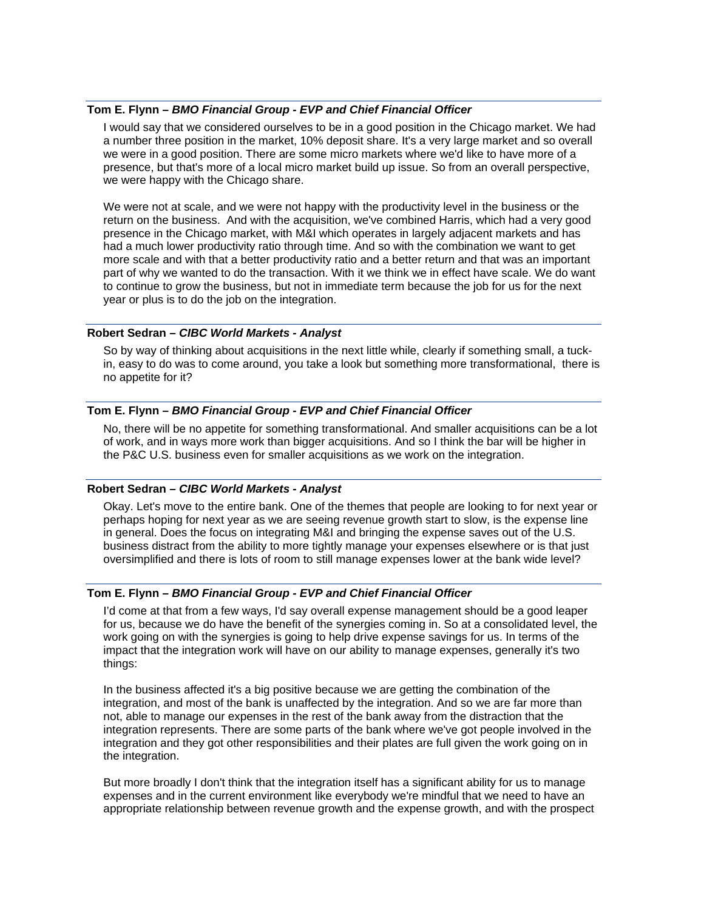**Tom E. Flynn –** ***BMO Financial Group - EVP and Chief Financial Officer***

I would say that we considered ourselves to be in a good position in the Chicago market. We had a number three position in the market, 10% deposit share. It's a very large market and so overall we were in a good position. There are some micro markets where we'd like to have more of a presence, but that's more of a local micro market build up issue. So from an overall perspective, we were happy with the Chicago share.

We were not at scale, and we were not happy with the productivity level in the business or the return on the business. And with the acquisition, we've combined Harris, which had a very good presence in the Chicago market, with M&I which operates in largely adjacent markets and has had a much lower productivity ratio through time. And so with the combination we want to get more scale and with that a better productivity ratio and a better return and that was an important part of why we wanted to do the transaction. With it we think we in effect have scale. We do want to continue to grow the business, but not in immediate term because the job for us for the next year or plus is to do the job on the integration.

**Robert Sedran –** ***CIBC World Markets - Analyst***

So by way of thinking about acquisitions in the next little while, clearly if something small, a tuck-in, easy to do was to come around, you take a look but something more transformational, there is no appetite for it?

**Tom E. Flynn –** ***BMO Financial Group - EVP and Chief Financial Officer***

No, there will be no appetite for something transformational. And smaller acquisitions can be a lot of work, and in ways more work than bigger acquisitions. And so I think the bar will be higher in the P&C U.S. business even for smaller acquisitions as we work on the integration.

**Robert Sedran –** ***CIBC World Markets - Analyst***

Okay. Let's move to the entire bank. One of the themes that people are looking to for next year or perhaps hoping for next year as we are seeing revenue growth start to slow, is the expense line in general. Does the focus on integrating M&I and bringing the expense saves out of the U.S. business distract from the ability to more tightly manage your expenses elsewhere or is that just oversimplified and there is lots of room to still manage expenses lower at the bank wide level?

**Tom E. Flynn –** ***BMO Financial Group - EVP and Chief Financial Officer***

I'd come at that from a few ways, I'd say overall expense management should be a good leaper for us, because we do have the benefit of the synergies coming in. So at a consolidated level, the work going on with the synergies is going to help drive expense savings for us. In terms of the impact that the integration work will have on our ability to manage expenses, generally it's two things:

In the business affected it's a big positive because we are getting the combination of the integration, and most of the bank is unaffected by the integration. And so we are far more than not, able to manage our expenses in the rest of the bank away from the distraction that the integration represents. There are some parts of the bank where we've got people involved in the integration and they got other responsibilities and their plates are full given the work going on in the integration.

But more broadly I don't think that the integration itself has a significant ability for us to manage expenses and in the current environment like everybody we're mindful that we need to have an appropriate relationship between revenue growth and the expense growth, and with the prospect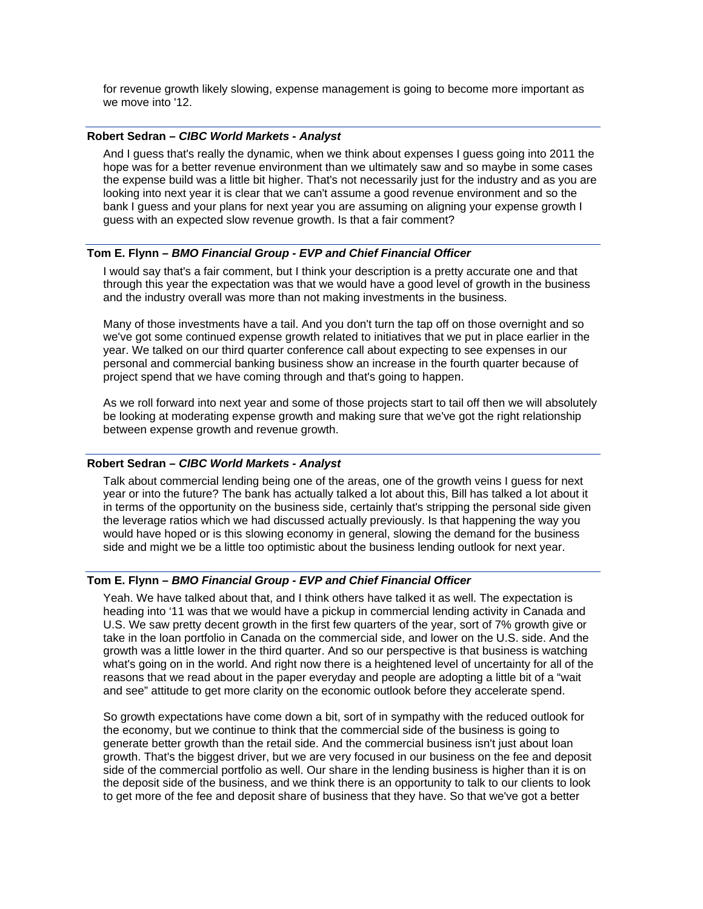for revenue growth likely slowing, expense management is going to become more important as we move into '12.

---

**Robert Sedran – *CIBC World Markets - Analyst***

And I guess that's really the dynamic, when we think about expenses I guess going into 2011 the hope was for a better revenue environment than we ultimately saw and so maybe in some cases the expense build was a little bit higher. That's not necessarily just for the industry and as you are looking into next year it is clear that we can't assume a good revenue environment and so the bank I guess and your plans for next year you are assuming on aligning your expense growth I guess with an expected slow revenue growth. Is that a fair comment?

---

**Tom E. Flynn – *BMO Financial Group - EVP and Chief Financial Officer***

I would say that's a fair comment, but I think your description is a pretty accurate one and that through this year the expectation was that we would have a good level of growth in the business and the industry overall was more than not making investments in the business.

Many of those investments have a tail. And you don't turn the tap off on those overnight and so we've got some continued expense growth related to initiatives that we put in place earlier in the year. We talked on our third quarter conference call about expecting to see expenses in our personal and commercial banking business show an increase in the fourth quarter because of project spend that we have coming through and that's going to happen.

As we roll forward into next year and some of those projects start to tail off then we will absolutely be looking at moderating expense growth and making sure that we've got the right relationship between expense growth and revenue growth.

---

**Robert Sedran – *CIBC World Markets - Analyst***

Talk about commercial lending being one of the areas, one of the growth veins I guess for next year or into the future? The bank has actually talked a lot about this, Bill has talked a lot about it in terms of the opportunity on the business side, certainly that's stripping the personal side given the leverage ratios which we had discussed actually previously. Is that happening the way you would have hoped or is this slowing economy in general, slowing the demand for the business side and might we be a little too optimistic about the business lending outlook for next year.

---

**Tom E. Flynn – *BMO Financial Group - EVP and Chief Financial Officer***

Yeah. We have talked about that, and I think others have talked it as well. The expectation is heading into '11 was that we would have a pickup in commercial lending activity in Canada and U.S. We saw pretty decent growth in the first few quarters of the year, sort of 7% growth give or take in the loan portfolio in Canada on the commercial side, and lower on the U.S. side. And the growth was a little lower in the third quarter. And so our perspective is that business is watching what's going on in the world. And right now there is a heightened level of uncertainty for all of the reasons that we read about in the paper everyday and people are adopting a little bit of a "wait and see" attitude to get more clarity on the economic outlook before they accelerate spend.

So growth expectations have come down a bit, sort of in sympathy with the reduced outlook for the economy, but we continue to think that the commercial side of the business is going to generate better growth than the retail side. And the commercial business isn't just about loan growth. That's the biggest driver, but we are very focused in our business on the fee and deposit side of the commercial portfolio as well. Our share in the lending business is higher than it is on the deposit side of the business, and we think there is an opportunity to talk to our clients to look to get more of the fee and deposit share of business that they have. So that we've got a better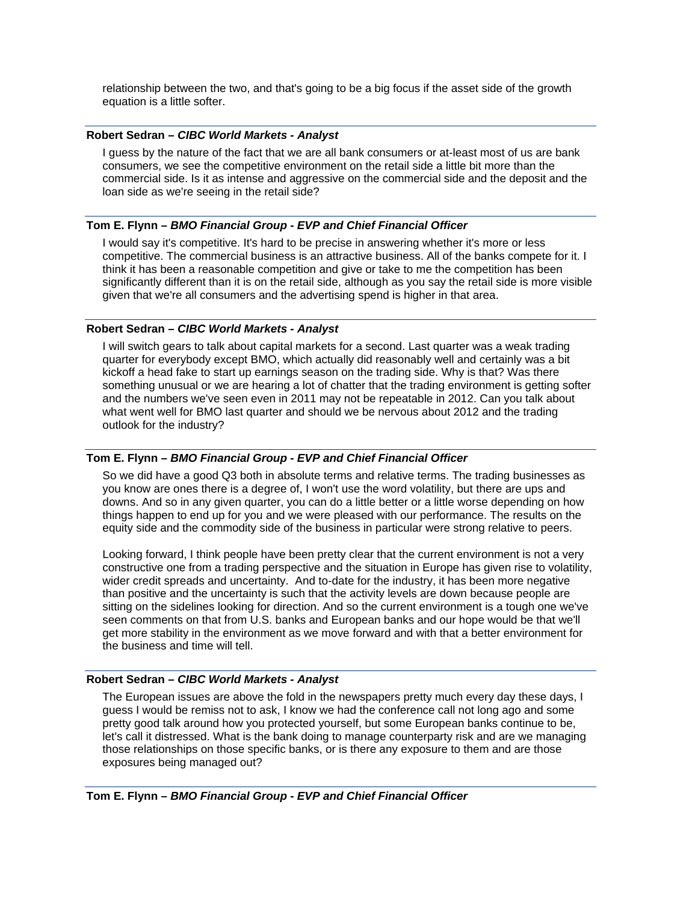relationship between the two, and that's going to be a big focus if the asset side of the growth equation is a little softer.

**Robert Sedran –** ***CIBC World Markets - Analyst***

I guess by the nature of the fact that we are all bank consumers or at-least most of us are bank consumers, we see the competitive environment on the retail side a little bit more than the commercial side. Is it as intense and aggressive on the commercial side and the deposit and the loan side as we're seeing in the retail side?

**Tom E. Flynn –** ***BMO Financial Group - EVP and Chief Financial Officer***

I would say it's competitive. It's hard to be precise in answering whether it's more or less competitive. The commercial business is an attractive business. All of the banks compete for it. I think it has been a reasonable competition and give or take to me the competition has been significantly different than it is on the retail side, although as you say the retail side is more visible given that we're all consumers and the advertising spend is higher in that area.

**Robert Sedran –** ***CIBC World Markets - Analyst***

I will switch gears to talk about capital markets for a second. Last quarter was a weak trading quarter for everybody except BMO, which actually did reasonably well and certainly was a bit kickoff a head fake to start up earnings season on the trading side. Why is that? Was there something unusual or we are hearing a lot of chatter that the trading environment is getting softer and the numbers we've seen even in 2011 may not be repeatable in 2012. Can you talk about what went well for BMO last quarter and should we be nervous about 2012 and the trading outlook for the industry?

**Tom E. Flynn –** ***BMO Financial Group - EVP and Chief Financial Officer***

So we did have a good Q3 both in absolute terms and relative terms. The trading businesses as you know are ones there is a degree of, I won't use the word volatility, but there are ups and downs. And so in any given quarter, you can do a little better or a little worse depending on how things happen to end up for you and we were pleased with our performance. The results on the equity side and the commodity side of the business in particular were strong relative to peers.

Looking forward, I think people have been pretty clear that the current environment is not a very constructive one from a trading perspective and the situation in Europe has given rise to volatility, wider credit spreads and uncertainty. And to-date for the industry, it has been more negative than positive and the uncertainty is such that the activity levels are down because people are sitting on the sidelines looking for direction. And so the current environment is a tough one we've seen comments on that from U.S. banks and European banks and our hope would be that we'll get more stability in the environment as we move forward and with that a better environment for the business and time will tell.

**Robert Sedran –** ***CIBC World Markets - Analyst***

The European issues are above the fold in the newspapers pretty much every day these days, I guess I would be remiss not to ask, I know we had the conference call not long ago and some pretty good talk around how you protected yourself, but some European banks continue to be, let's call it distressed. What is the bank doing to manage counterparty risk and are we managing those relationships on those specific banks, or is there any exposure to them and are those exposures being managed out?

**Tom E. Flynn –** ***BMO Financial Group - EVP and Chief Financial Officer***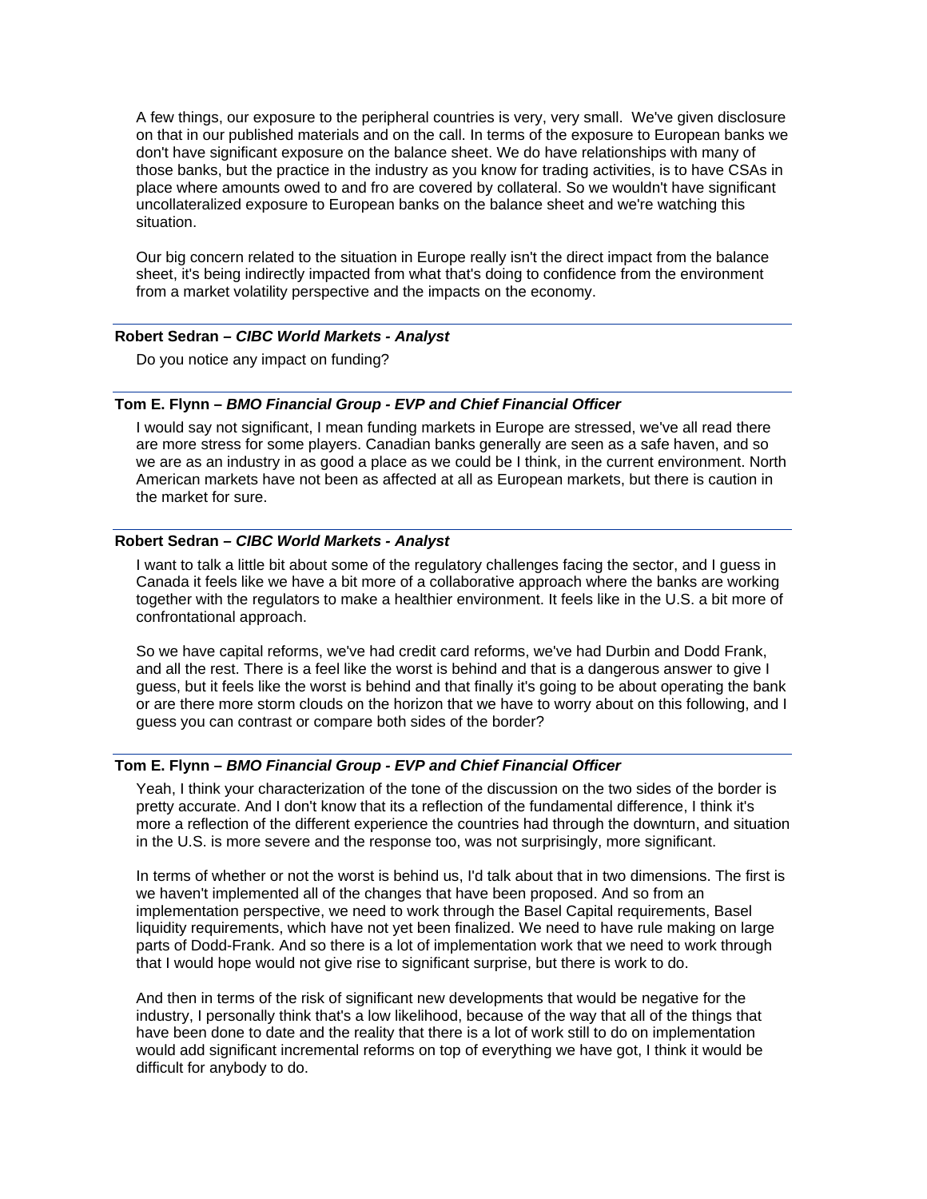A few things, our exposure to the peripheral countries is very, very small. We've given disclosure on that in our published materials and on the call. In terms of the exposure to European banks we don't have significant exposure on the balance sheet. We do have relationships with many of those banks, but the practice in the industry as you know for trading activities, is to have CSAs in place where amounts owed to and fro are covered by collateral. So we wouldn't have significant uncollateralized exposure to European banks on the balance sheet and we're watching this situation.

Our big concern related to the situation in Europe really isn't the direct impact from the balance sheet, it's being indirectly impacted from what that's doing to confidence from the environment from a market volatility perspective and the impacts on the economy.

**Robert Sedran –** ***CIBC World Markets - Analyst***

Do you notice any impact on funding?

**Tom E. Flynn –** ***BMO Financial Group - EVP and Chief Financial Officer***

I would say not significant, I mean funding markets in Europe are stressed, we've all read there are more stress for some players. Canadian banks generally are seen as a safe haven, and so we are as an industry in as good a place as we could be I think, in the current environment. North American markets have not been as affected at all as European markets, but there is caution in the market for sure.

**Robert Sedran –** ***CIBC World Markets - Analyst***

I want to talk a little bit about some of the regulatory challenges facing the sector, and I guess in Canada it feels like we have a bit more of a collaborative approach where the banks are working together with the regulators to make a healthier environment. It feels like in the U.S. a bit more of confrontational approach.

So we have capital reforms, we've had credit card reforms, we've had Durbin and Dodd Frank, and all the rest. There is a feel like the worst is behind and that is a dangerous answer to give I guess, but it feels like the worst is behind and that finally it's going to be about operating the bank or are there more storm clouds on the horizon that we have to worry about on this following, and I guess you can contrast or compare both sides of the border?

**Tom E. Flynn –** ***BMO Financial Group - EVP and Chief Financial Officer***

Yeah, I think your characterization of the tone of the discussion on the two sides of the border is pretty accurate. And I don't know that its a reflection of the fundamental difference, I think it's more a reflection of the different experience the countries had through the downturn, and situation in the U.S. is more severe and the response too, was not surprisingly, more significant.

In terms of whether or not the worst is behind us, I'd talk about that in two dimensions. The first is we haven't implemented all of the changes that have been proposed. And so from an implementation perspective, we need to work through the Basel Capital requirements, Basel liquidity requirements, which have not yet been finalized. We need to have rule making on large parts of Dodd-Frank. And so there is a lot of implementation work that we need to work through that I would hope would not give rise to significant surprise, but there is work to do.

And then in terms of the risk of significant new developments that would be negative for the industry, I personally think that's a low likelihood, because of the way that all of the things that have been done to date and the reality that there is a lot of work still to do on implementation would add significant incremental reforms on top of everything we have got, I think it would be difficult for anybody to do.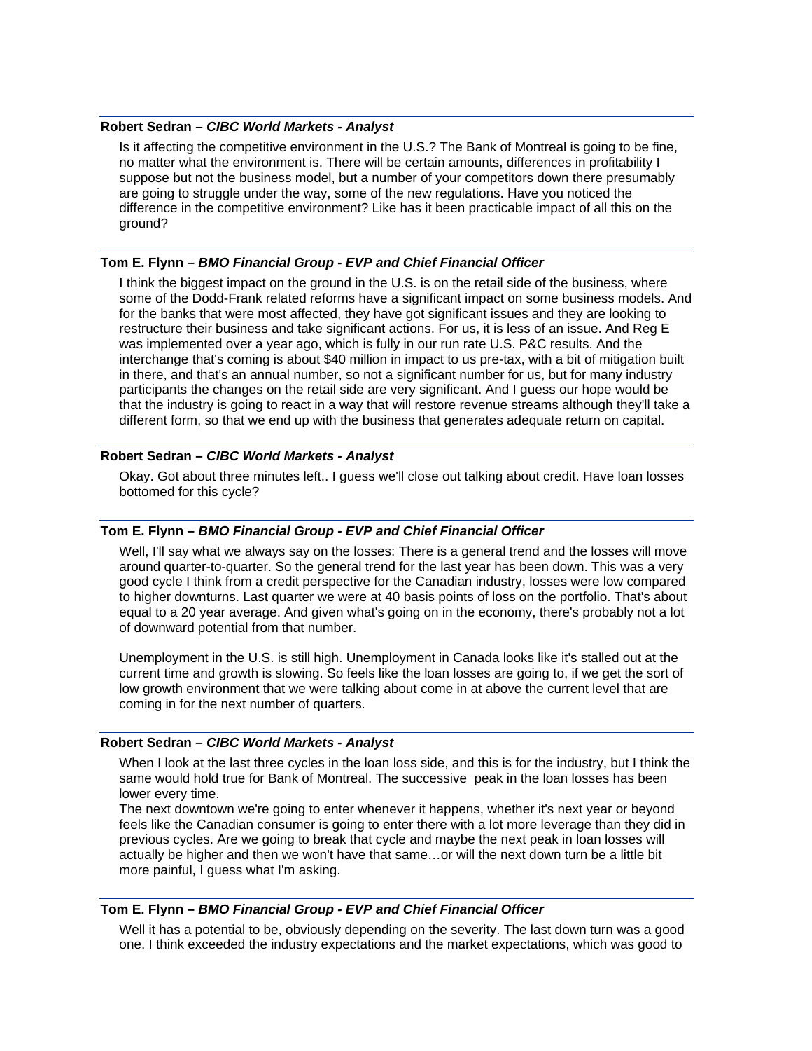**Robert Sedran –** ***CIBC World Markets - Analyst***

Is it affecting the competitive environment in the U.S.? The Bank of Montreal is going to be fine, no matter what the environment is. There will be certain amounts, differences in profitability I suppose but not the business model, but a number of your competitors down there presumably are going to struggle under the way, some of the new regulations. Have you noticed the difference in the competitive environment? Like has it been practicable impact of all this on the ground?

**Tom E. Flynn –** ***BMO Financial Group - EVP and Chief Financial Officer***

I think the biggest impact on the ground in the U.S. is on the retail side of the business, where some of the Dodd-Frank related reforms have a significant impact on some business models. And for the banks that were most affected, they have got significant issues and they are looking to restructure their business and take significant actions. For us, it is less of an issue. And Reg E was implemented over a year ago, which is fully in our run rate U.S. P&C results. And the interchange that's coming is about $40 million in impact to us pre-tax, with a bit of mitigation built in there, and that's an annual number, so not a significant number for us, but for many industry participants the changes on the retail side are very significant. And I guess our hope would be that the industry is going to react in a way that will restore revenue streams although they'll take a different form, so that we end up with the business that generates adequate return on capital.

**Robert Sedran –** ***CIBC World Markets - Analyst***

Okay. Got about three minutes left.. I guess we'll close out talking about credit. Have loan losses bottomed for this cycle?

**Tom E. Flynn –** ***BMO Financial Group - EVP and Chief Financial Officer***

Well, I'll say what we always say on the losses: There is a general trend and the losses will move around quarter-to-quarter. So the general trend for the last year has been down. This was a very good cycle I think from a credit perspective for the Canadian industry, losses were low compared to higher downturns. Last quarter we were at 40 basis points of loss on the portfolio. That's about equal to a 20 year average. And given what's going on in the economy, there's probably not a lot of downward potential from that number.

Unemployment in the U.S. is still high. Unemployment in Canada looks like it's stalled out at the current time and growth is slowing. So feels like the loan losses are going to, if we get the sort of low growth environment that we were talking about come in at above the current level that are coming in for the next number of quarters.

**Robert Sedran –** ***CIBC World Markets - Analyst***

When I look at the last three cycles in the loan loss side, and this is for the industry, but I think the same would hold true for Bank of Montreal. The successive peak in the loan losses has been lower every time.

The next downtown we're going to enter whenever it happens, whether it's next year or beyond feels like the Canadian consumer is going to enter there with a lot more leverage than they did in previous cycles. Are we going to break that cycle and maybe the next peak in loan losses will actually be higher and then we won't have that same…or will the next down turn be a little bit more painful, I guess what I'm asking.

**Tom E. Flynn –** ***BMO Financial Group - EVP and Chief Financial Officer***

Well it has a potential to be, obviously depending on the severity. The last down turn was a good one. I think exceeded the industry expectations and the market expectations, which was good to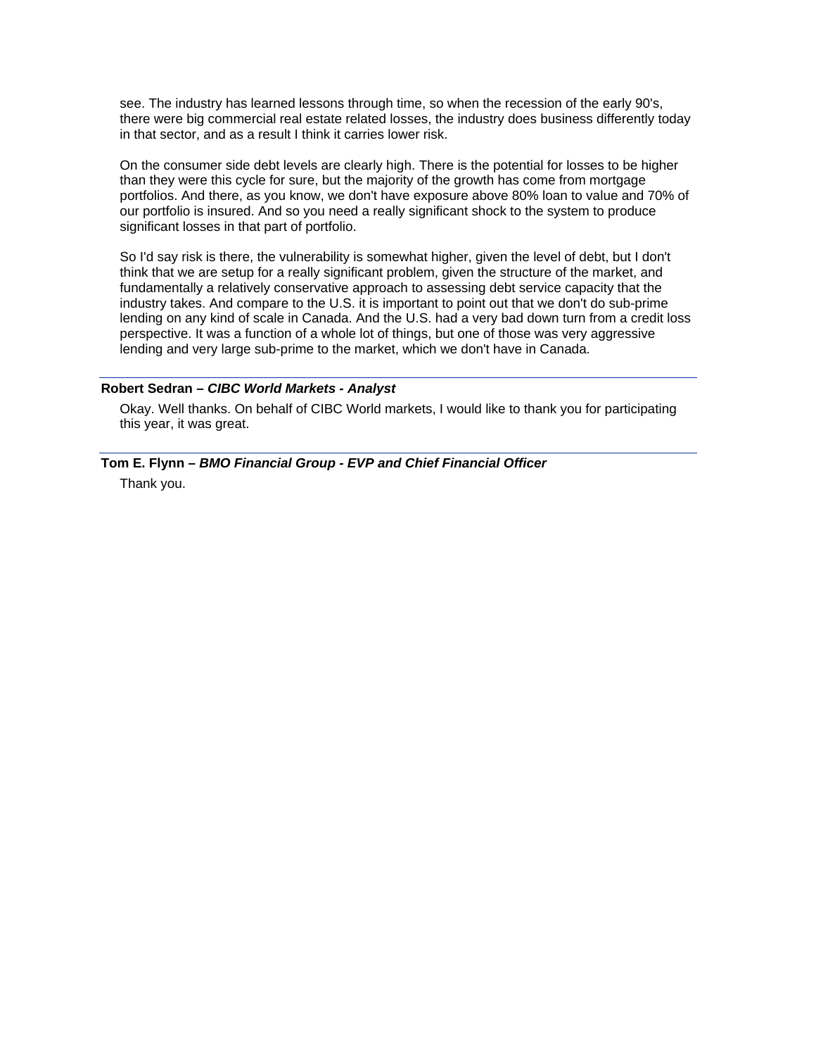see. The industry has learned lessons through time, so when the recession of the early 90's, there were big commercial real estate related losses, the industry does business differently today in that sector, and as a result I think it carries lower risk.

On the consumer side debt levels are clearly high. There is the potential for losses to be higher than they were this cycle for sure, but the majority of the growth has come from mortgage portfolios. And there, as you know, we don't have exposure above 80% loan to value and 70% of our portfolio is insured. And so you need a really significant shock to the system to produce significant losses in that part of portfolio.

So I'd say risk is there, the vulnerability is somewhat higher, given the level of debt, but I don't think that we are setup for a really significant problem, given the structure of the market, and fundamentally a relatively conservative approach to assessing debt service capacity that the industry takes. And compare to the U.S. it is important to point out that we don't do sub-prime lending on any kind of scale in Canada. And the U.S. had a very bad down turn from a credit loss perspective. It was a function of a whole lot of things, but one of those was very aggressive lending and very large sub-prime to the market, which we don't have in Canada.

---

**Robert Sedran –** ***CIBC World Markets - Analyst***

Okay. Well thanks. On behalf of CIBC World markets, I would like to thank you for participating this year, it was great.

---

**Tom E. Flynn –** ***BMO Financial Group - EVP and Chief Financial Officer***

Thank you.